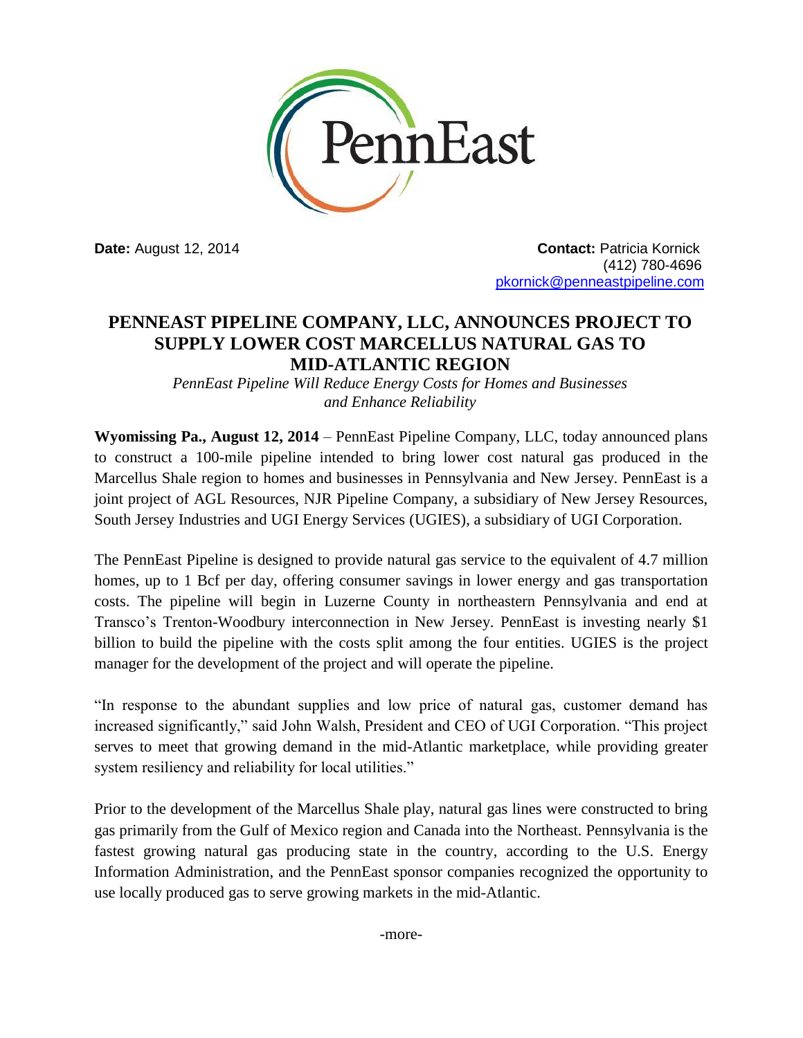PennEast

**Date:** August 12, 2014

**Contact:** Patricia Kornick
(412) 780-4696
pkornick@penneastpipeline.com

# PENNEAST PIPELINE COMPANY, LLC, ANNOUNCES PROJECT TO SUPPLY LOWER COST MARCELLUS NATURAL GAS TO MID-ATLANTIC REGION

*PennEast Pipeline Will Reduce Energy Costs for Homes and Businesses and Enhance Reliability*

**Wyomissing Pa., August 12, 2014** – PennEast Pipeline Company, LLC, today announced plans to construct a 100-mile pipeline intended to bring lower cost natural gas produced in the Marcellus Shale region to homes and businesses in Pennsylvania and New Jersey. PennEast is a joint project of AGL Resources, NJR Pipeline Company, a subsidiary of New Jersey Resources, South Jersey Industries and UGI Energy Services (UGIES), a subsidiary of UGI Corporation.

The PennEast Pipeline is designed to provide natural gas service to the equivalent of 4.7 million homes, up to 1 Bcf per day, offering consumer savings in lower energy and gas transportation costs. The pipeline will begin in Luzerne County in northeastern Pennsylvania and end at Transco's Trenton-Woodbury interconnection in New Jersey. PennEast is investing nearly $1 billion to build the pipeline with the costs split among the four entities. UGIES is the project manager for the development of the project and will operate the pipeline.

"In response to the abundant supplies and low price of natural gas, customer demand has increased significantly," said John Walsh, President and CEO of UGI Corporation. "This project serves to meet that growing demand in the mid-Atlantic marketplace, while providing greater system resiliency and reliability for local utilities."

Prior to the development of the Marcellus Shale play, natural gas lines were constructed to bring gas primarily from the Gulf of Mexico region and Canada into the Northeast. Pennsylvania is the fastest growing natural gas producing state in the country, according to the U.S. Energy Information Administration, and the PennEast sponsor companies recognized the opportunity to use locally produced gas to serve growing markets in the mid-Atlantic.

-more-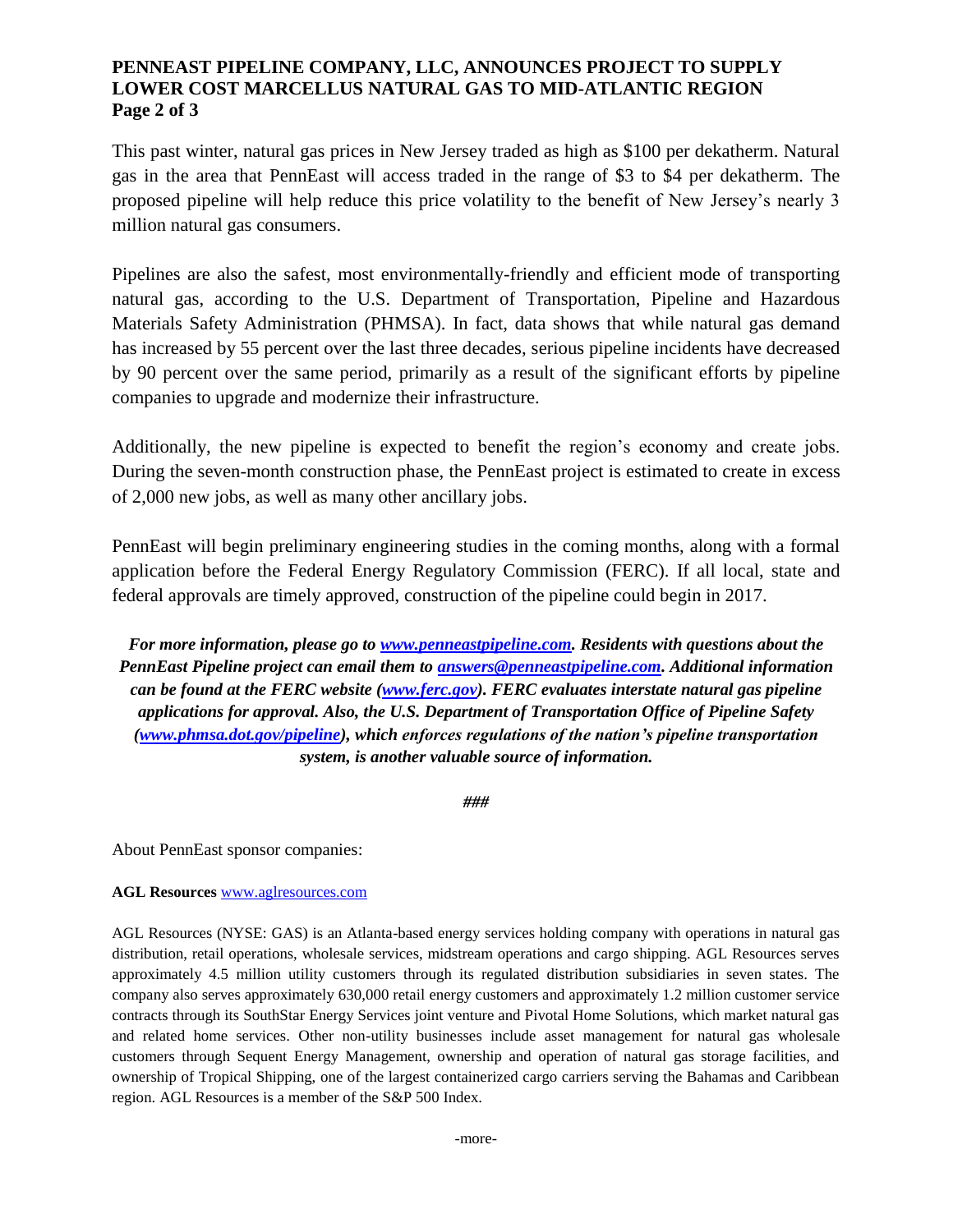This past winter, natural gas prices in New Jersey traded as high as $100 per dekatherm. Natural gas in the area that PennEast will access traded in the range of $3 to $4 per dekatherm. The proposed pipeline will help reduce this price volatility to the benefit of New Jersey's nearly 3 million natural gas consumers.

Pipelines are also the safest, most environmentally-friendly and efficient mode of transporting natural gas, according to the U.S. Department of Transportation, Pipeline and Hazardous Materials Safety Administration (PHMSA). In fact, data shows that while natural gas demand has increased by 55 percent over the last three decades, serious pipeline incidents have decreased by 90 percent over the same period, primarily as a result of the significant efforts by pipeline companies to upgrade and modernize their infrastructure.

Additionally, the new pipeline is expected to benefit the region's economy and create jobs. During the seven-month construction phase, the PennEast project is estimated to create in excess of 2,000 new jobs, as well as many other ancillary jobs.

PennEast will begin preliminary engineering studies in the coming months, along with a formal application before the Federal Energy Regulatory Commission (FERC). If all local, state and federal approvals are timely approved, construction of the pipeline could begin in 2017.

***For more information, please go to [www.penneastpipeline.com](http://www.penneastpipeline.com). Residents with questions about the PennEast Pipeline project can email them to [answers@penneastpipeline.com](mailto:answers@penneastpipeline.com). Additional information can be found at the FERC website ([www.ferc.gov](http://www.ferc.gov)). FERC evaluates interstate natural gas pipeline applications for approval. Also, the U.S. Department of Transportation Office of Pipeline Safety ([www.phmsa.dot.gov/pipeline](http://www.phmsa.dot.gov/pipeline)), which enforces regulations of the nation's pipeline transportation system, is another valuable source of information.***

***###***

About PennEast sponsor companies:

**AGL Resources** [www.aglresources.com](http://www.aglresources.com)

AGL Resources (NYSE: GAS) is an Atlanta-based energy services holding company with operations in natural gas distribution, retail operations, wholesale services, midstream operations and cargo shipping. AGL Resources serves approximately 4.5 million utility customers through its regulated distribution subsidiaries in seven states. The company also serves approximately 630,000 retail energy customers and approximately 1.2 million customer service contracts through its SouthStar Energy Services joint venture and Pivotal Home Solutions, which market natural gas and related home services. Other non-utility businesses include asset management for natural gas wholesale customers through Sequent Energy Management, ownership and operation of natural gas storage facilities, and ownership of Tropical Shipping, one of the largest containerized cargo carriers serving the Bahamas and Caribbean region. AGL Resources is a member of the S&P 500 Index.

-more-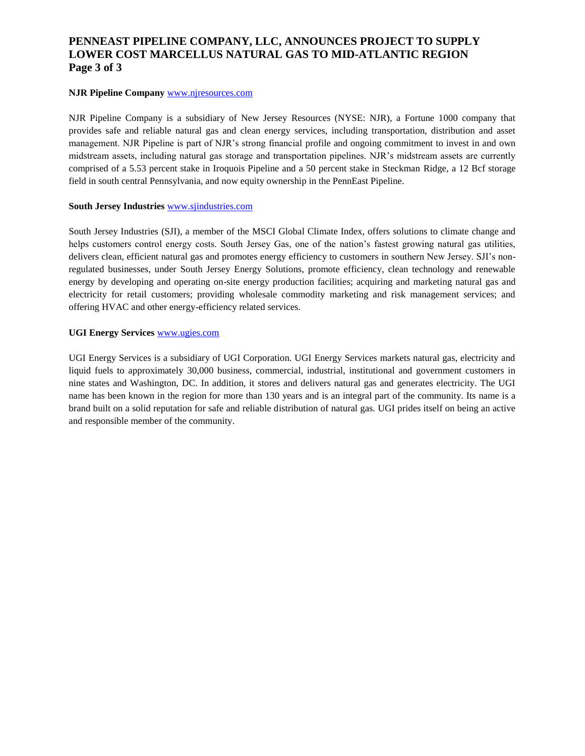**NJR Pipeline Company** www.njresources.com

NJR Pipeline Company is a subsidiary of New Jersey Resources (NYSE: NJR), a Fortune 1000 company that provides safe and reliable natural gas and clean energy services, including transportation, distribution and asset management. NJR Pipeline is part of NJR's strong financial profile and ongoing commitment to invest in and own midstream assets, including natural gas storage and transportation pipelines. NJR's midstream assets are currently comprised of a 5.53 percent stake in Iroquois Pipeline and a 50 percent stake in Steckman Ridge, a 12 Bcf storage field in south central Pennsylvania, and now equity ownership in the PennEast Pipeline.

**South Jersey Industries** www.sjindustries.com

South Jersey Industries (SJI), a member of the MSCI Global Climate Index, offers solutions to climate change and helps customers control energy costs. South Jersey Gas, one of the nation's fastest growing natural gas utilities, delivers clean, efficient natural gas and promotes energy efficiency to customers in southern New Jersey. SJI's non-regulated businesses, under South Jersey Energy Solutions, promote efficiency, clean technology and renewable energy by developing and operating on-site energy production facilities; acquiring and marketing natural gas and electricity for retail customers; providing wholesale commodity marketing and risk management services; and offering HVAC and other energy-efficiency related services.

**UGI Energy Services** www.ugies.com

UGI Energy Services is a subsidiary of UGI Corporation. UGI Energy Services markets natural gas, electricity and liquid fuels to approximately 30,000 business, commercial, industrial, institutional and government customers in nine states and Washington, DC. In addition, it stores and delivers natural gas and generates electricity. The UGI name has been known in the region for more than 130 years and is an integral part of the community. Its name is a brand built on a solid reputation for safe and reliable distribution of natural gas. UGI prides itself on being an active and responsible member of the community.